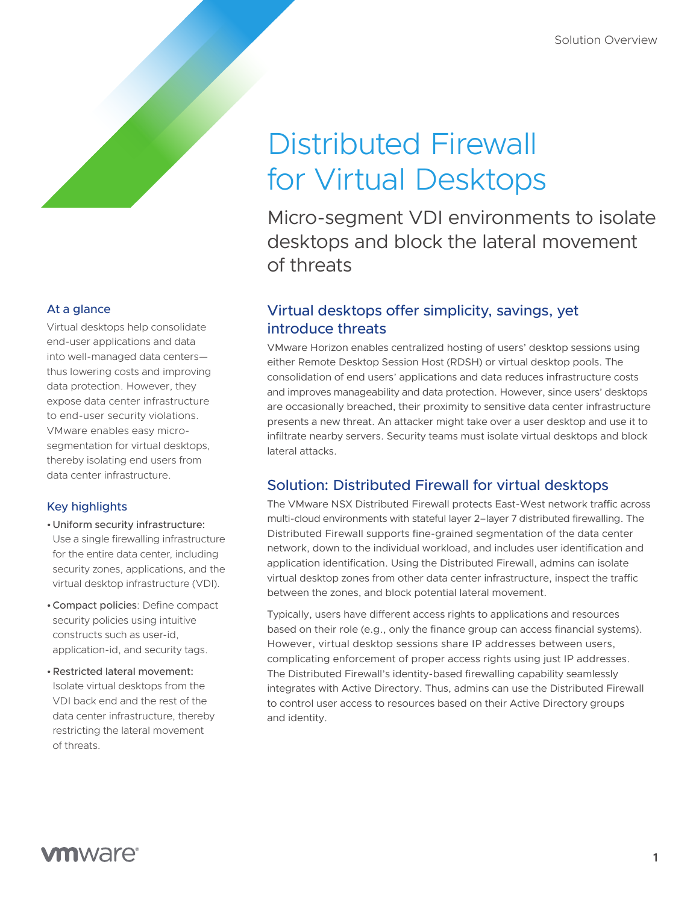Solution Overview

# Distributed Firewall for Virtual Desktops

Micro-segment VDI environments to isolate desktops and block the lateral movement of threats

### At a glance

Virtual desktops help consolidate end-user applications and data into well-managed data centers—thus lowering costs and improving data protection. However, they expose data center infrastructure to end-user security violations. VMware enables easy micro-segmentation for virtual desktops, thereby isolating end users from data center infrastructure.

### Key highlights

- Uniform security infrastructure: Use a single firewalling infrastructure for the entire data center, including security zones, applications, and the virtual desktop infrastructure (VDI).
- Compact policies: Define compact security policies using intuitive constructs such as user-id, application-id, and security tags.
- Restricted lateral movement: Isolate virtual desktops from the VDI back end and the rest of the data center infrastructure, thereby restricting the lateral movement of threats.

## Virtual desktops offer simplicity, savings, yet introduce threats

VMware Horizon enables centralized hosting of users' desktop sessions using either Remote Desktop Session Host (RDSH) or virtual desktop pools. The consolidation of end users' applications and data reduces infrastructure costs and improves manageability and data protection. However, since users' desktops are occasionally breached, their proximity to sensitive data center infrastructure presents a new threat. An attacker might take over a user desktop and use it to infiltrate nearby servers. Security teams must isolate virtual desktops and block lateral attacks.

## Solution: Distributed Firewall for virtual desktops

The VMware NSX Distributed Firewall protects East-West network traffic across multi-cloud environments with stateful layer 2–layer 7 distributed firewalling. The Distributed Firewall supports fine-grained segmentation of the data center network, down to the individual workload, and includes user identification and application identification. Using the Distributed Firewall, admins can isolate virtual desktop zones from other data center infrastructure, inspect the traffic between the zones, and block potential lateral movement.

Typically, users have different access rights to applications and resources based on their role (e.g., only the finance group can access financial systems). However, virtual desktop sessions share IP addresses between users, complicating enforcement of proper access rights using just IP addresses. The Distributed Firewall's identity-based firewalling capability seamlessly integrates with Active Directory. Thus, admins can use the Distributed Firewall to control user access to resources based on their Active Directory groups and identity.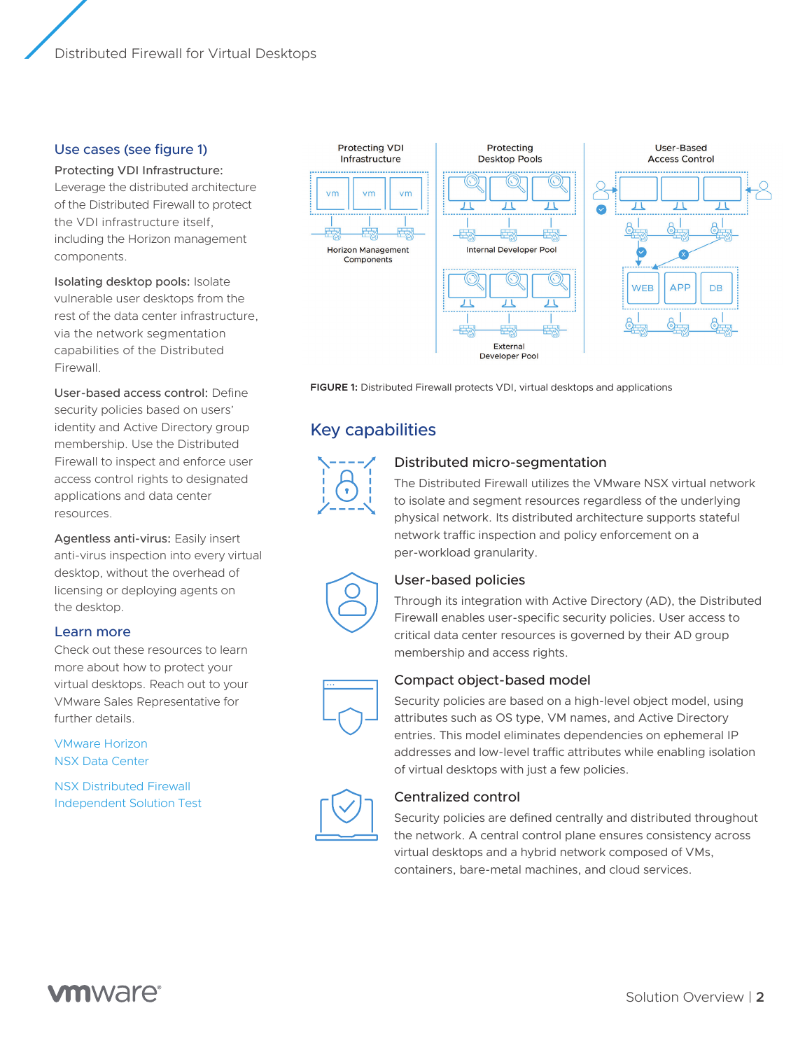## Use cases (see figure 1)

**Protecting VDI Infrastructure:** Leverage the distributed architecture of the Distributed Firewall to protect the VDI infrastructure itself, including the Horizon management components.

**Isolating desktop pools:** Isolate vulnerable user desktops from the rest of the data center infrastructure, via the network segmentation capabilities of the Distributed Firewall.

**User-based access control:** Define security policies based on users' identity and Active Directory group membership. Use the Distributed Firewall to inspect and enforce user access control rights to designated applications and data center resources.

**Agentless anti-virus:** Easily insert anti-virus inspection into every virtual desktop, without the overhead of licensing or deploying agents on the desktop.

## Learn more

Check out these resources to learn more about how to protect your virtual desktops. Reach out to your VMware Sales Representative for further details.

VMware Horizon
NSX Data Center

NSX Distributed Firewall Independent Solution Test

**FIGURE 1:** Distributed Firewall protects VDI, virtual desktops and applications

## Key capabilities

### Distributed micro-segmentation

The Distributed Firewall utilizes the VMware NSX virtual network to isolate and segment resources regardless of the underlying physical network. Its distributed architecture supports stateful network traffic inspection and policy enforcement on a per-workload granularity.

### User-based policies

Through its integration with Active Directory (AD), the Distributed Firewall enables user-specific security policies. User access to critical data center resources is governed by their AD group membership and access rights.

### Compact object-based model

Security policies are based on a high-level object model, using attributes such as OS type, VM names, and Active Directory entries. This model eliminates dependencies on ephemeral IP addresses and low-level traffic attributes while enabling isolation of virtual desktops with just a few policies.

### Centralized control

Security policies are defined centrally and distributed throughout the network. A central control plane ensures consistency across virtual desktops and a hybrid network composed of VMs, containers, bare-metal machines, and cloud services.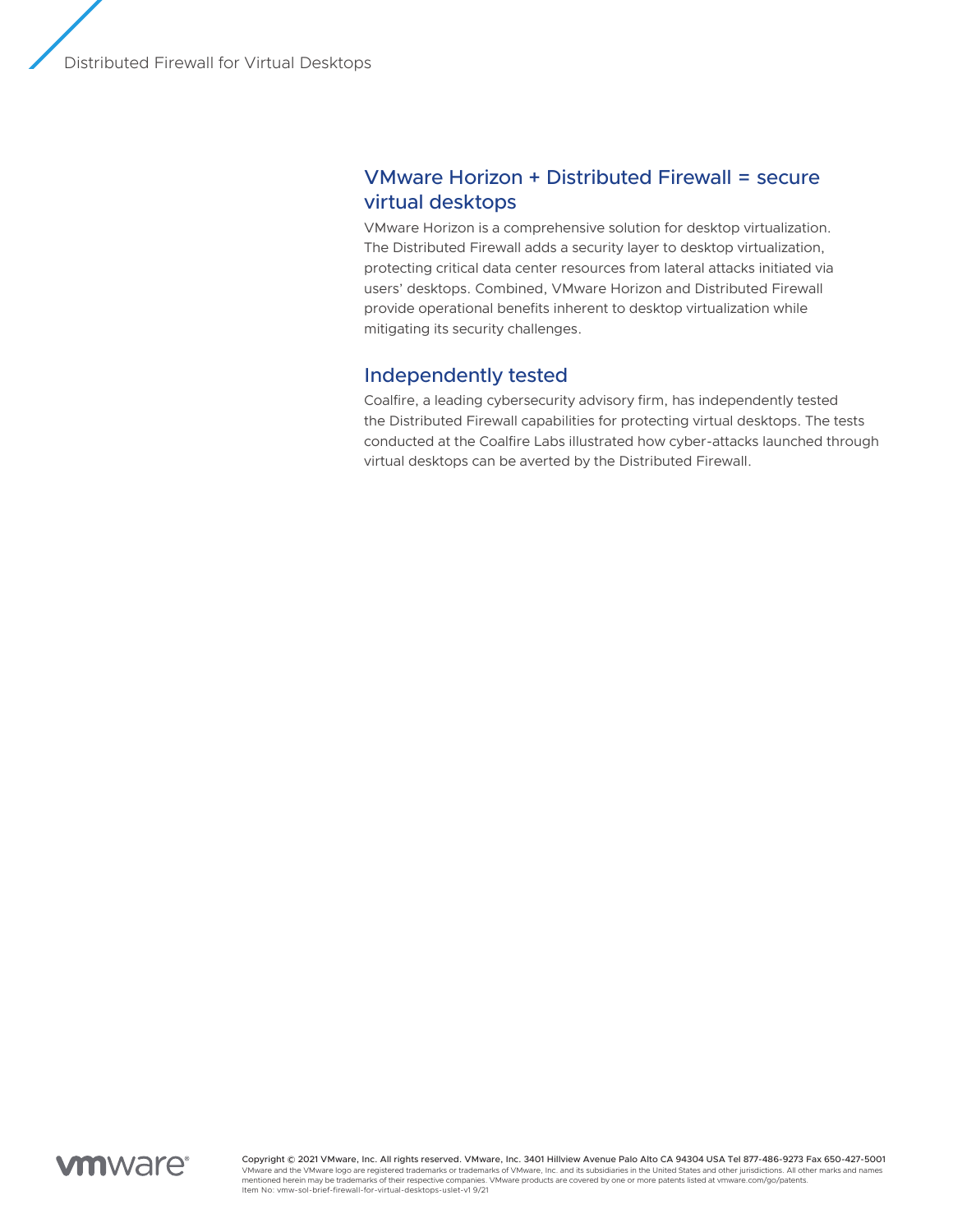## VMware Horizon + Distributed Firewall = secure virtual desktops

VMware Horizon is a comprehensive solution for desktop virtualization. The Distributed Firewall adds a security layer to desktop virtualization, protecting critical data center resources from lateral attacks initiated via users' desktops. Combined, VMware Horizon and Distributed Firewall provide operational benefits inherent to desktop virtualization while mitigating its security challenges.

## Independently tested

Coalfire, a leading cybersecurity advisory firm, has independently tested the Distributed Firewall capabilities for protecting virtual desktops. The tests conducted at the Coalfire Labs illustrated how cyber-attacks launched through virtual desktops can be averted by the Distributed Firewall.

Copyright © 2021 VMware, Inc. All rights reserved. VMware, Inc. 3401 Hillview Avenue Palo Alto CA 94304 USA Tel 877-486-9273 Fax 650-427-5001
VMware and the VMware logo are registered trademarks or trademarks of VMware, Inc. and its subsidiaries in the United States and other jurisdictions. All other marks and names mentioned herein may be trademarks of their respective companies. VMware products are covered by one or more patents listed at vmware.com/go/patents.
Item No: vmw-sol-brief-firewall-for-virtual-desktops-uslet-v1 9/21